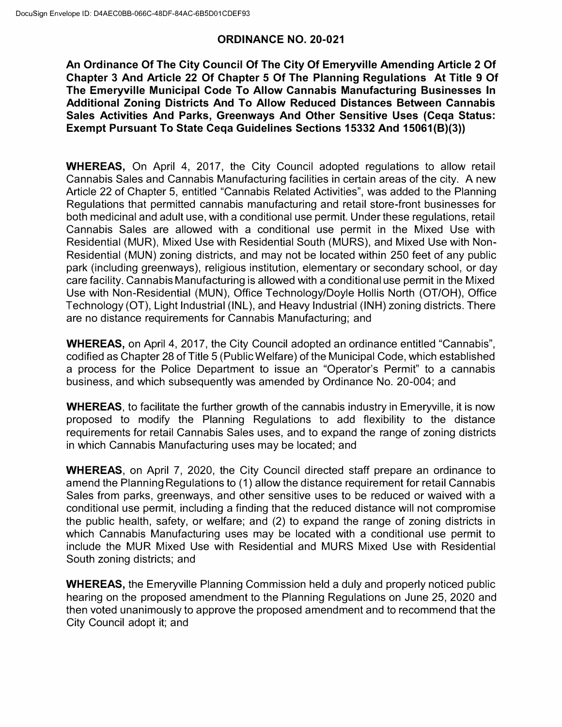## ORDINANCE NO. 20-021

**An Ordinance Of The City Council Of The City Of Emeryville Amending Article 2 Of Chapter 3 And Article 22 Of Chapter 5 Of The Planning Regulations At Title 9 Of The Emeryville Municipal Code To Allow Cannabis Manufacturing Businesses In Additional Zoning Districts And To Allow Reduced Distances Between Cannabis Sales Activities And Parks, Greenways And Other Sensitive Uses (Ceqa Status: Exempt Pursuant To State Ceqa Guidelines Sections 15332 And 15061(B)(3))**

**WHEREAS,** On April 4, 2017, the City Council adopted regulations to allow retail Cannabis Sales and Cannabis Manufacturing facilities in certain areas of the city. A new Article 22 of Chapter 5, entitled "Cannabis Related Activities", was added to the Planning Regulations that permitted cannabis manufacturing and retail store-front businesses for both medicinal and adult use, with a conditional use permit. Under these regulations, retail Cannabis Sales are allowed with a conditional use permit in the Mixed Use with Residential (MUR), Mixed Use with Residential South (MURS), and Mixed Use with Non-Residential (MUN) zoning districts, and may not be located within 250 feet of any public park (including greenways), religious institution, elementary or secondary school, or day care facility. Cannabis Manufacturing is allowed with a conditional use permit in the Mixed Use with Non-Residential (MUN), Office Technology/Doyle Hollis North (OT/OH), Office Technology (OT), Light Industrial (INL), and Heavy Industrial (INH) zoning districts. There are no distance requirements for Cannabis Manufacturing; and

**WHEREAS,** on April 4, 2017, the City Council adopted an ordinance entitled "Cannabis", codified as Chapter 28 of Title 5 (Public Welfare) of the Municipal Code, which established a process for the Police Department to issue an "Operator's Permit" to a cannabis business, and which subsequently was amended by Ordinance No. 20-004; and

**WHEREAS**, to facilitate the further growth of the cannabis industry in Emeryville, it is now proposed to modify the Planning Regulations to add flexibility to the distance requirements for retail Cannabis Sales uses, and to expand the range of zoning districts in which Cannabis Manufacturing uses may be located; and

**WHEREAS**, on April 7, 2020, the City Council directed staff prepare an ordinance to amend the Planning Regulations to (1) allow the distance requirement for retail Cannabis Sales from parks, greenways, and other sensitive uses to be reduced or waived with a conditional use permit, including a finding that the reduced distance will not compromise the public health, safety, or welfare; and (2) to expand the range of zoning districts in which Cannabis Manufacturing uses may be located with a conditional use permit to include the MUR Mixed Use with Residential and MURS Mixed Use with Residential South zoning districts; and

**WHEREAS,** the Emeryville Planning Commission held a duly and properly noticed public hearing on the proposed amendment to the Planning Regulations on June 25, 2020 and then voted unanimously to approve the proposed amendment and to recommend that the City Council adopt it; and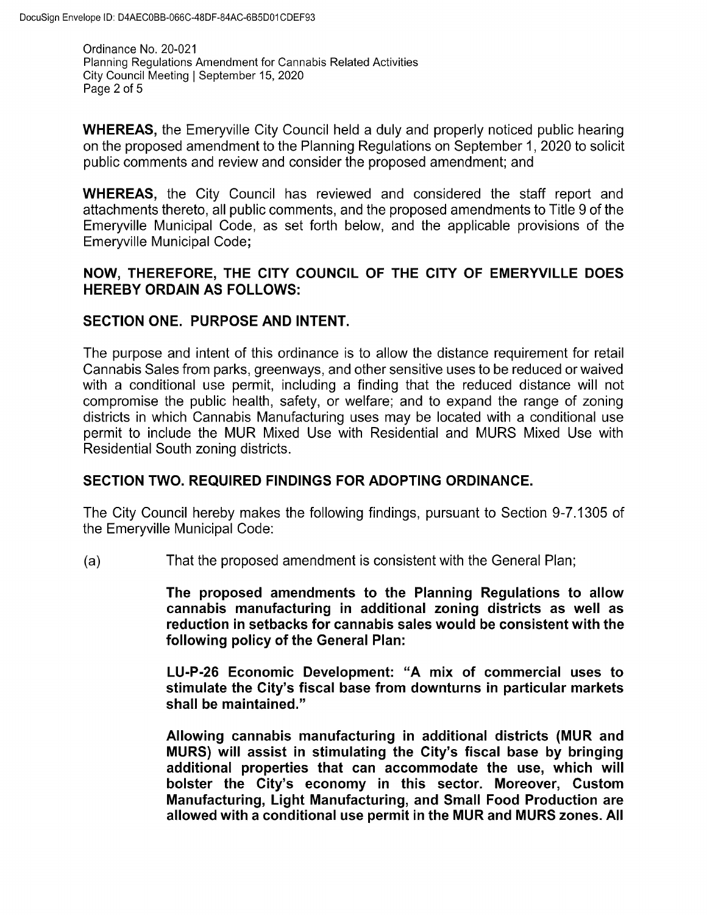**WHEREAS,** the Emeryville City Council held a duly and properly noticed public hearing on the proposed amendment to the Planning Regulations on September 1, 2020 to solicit public comments and review and consider the proposed amendment; and

**WHEREAS,** the City Council has reviewed and considered the staff report and attachments thereto, all public comments, and the proposed amendments to Title 9 of the Emeryville Municipal Code, as set forth below, and the applicable provisions of the Emeryville Municipal Code;

**NOW, THEREFORE, THE CITY COUNCIL OF THE CITY OF EMERYVILLE DOES HEREBY ORDAIN AS FOLLOWS:**

## SECTION ONE. PURPOSE AND INTENT.

The purpose and intent of this ordinance is to allow the distance requirement for retail Cannabis Sales from parks, greenways, and other sensitive uses to be reduced or waived with a conditional use permit, including a finding that the reduced distance will not compromise the public health, safety, or welfare; and to expand the range of zoning districts in which Cannabis Manufacturing uses may be located with a conditional use permit to include the MUR Mixed Use with Residential and MURS Mixed Use with Residential South zoning districts.

## SECTION TWO. REQUIRED FINDINGS FOR ADOPTING ORDINANCE.

The City Council hereby makes the following findings, pursuant to Section 9-7.1305 of the Emeryville Municipal Code:

(a) That the proposed amendment is consistent with the General Plan;

**The proposed amendments to the Planning Regulations to allow cannabis manufacturing in additional zoning districts as well as reduction in setbacks for cannabis sales would be consistent with the following policy of the General Plan:**

**LU-P-26 Economic Development: "A mix of commercial uses to stimulate the City's fiscal base from downturns in particular markets shall be maintained."**

**Allowing cannabis manufacturing in additional districts (MUR and MURS) will assist in stimulating the City's fiscal base by bringing additional properties that can accommodate the use, which will bolster the City's economy in this sector. Moreover, Custom Manufacturing, Light Manufacturing, and Small Food Production are allowed with a conditional use permit in the MUR and MURS zones. All**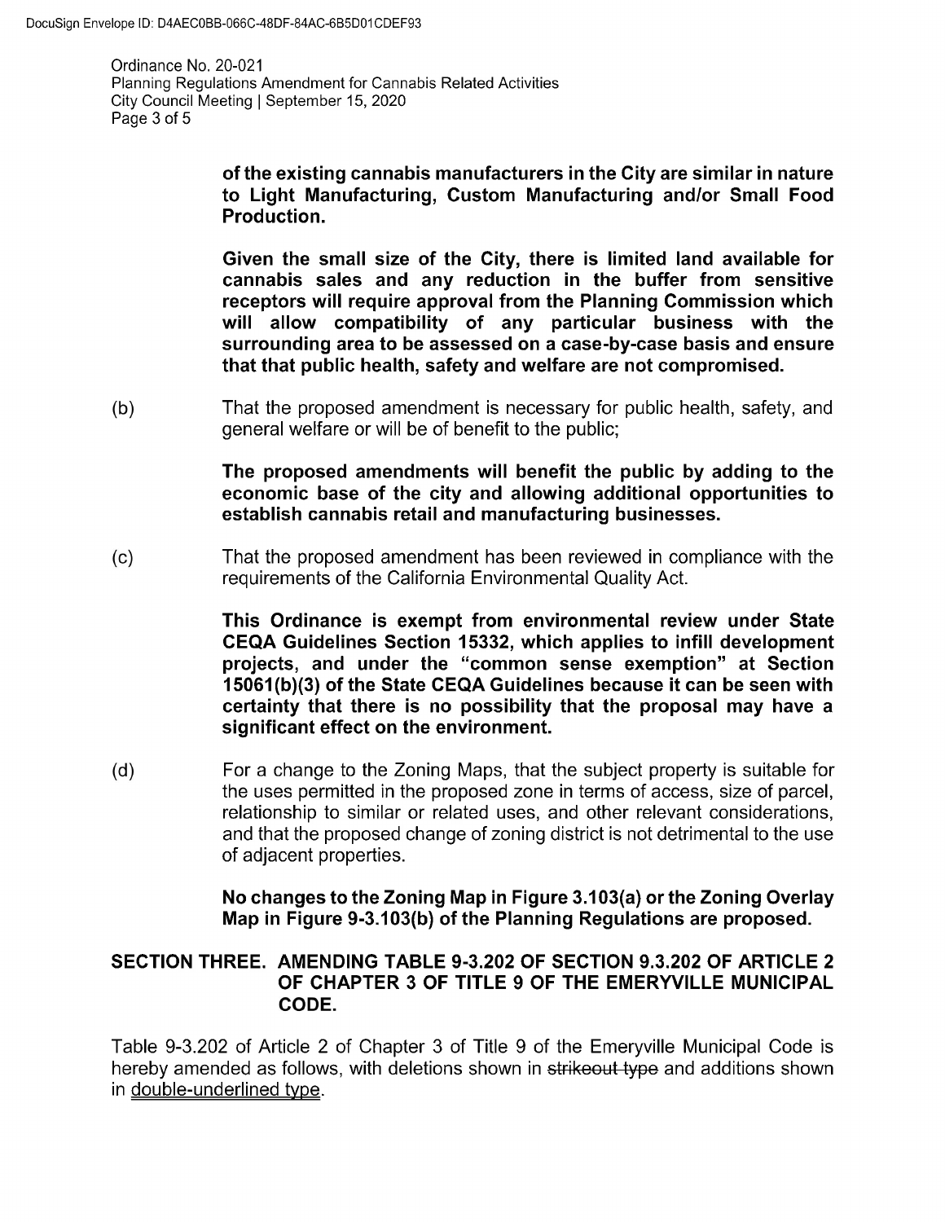**of the existing cannabis manufacturers in the City are similar in nature to Light Manufacturing, Custom Manufacturing and/or Small Food Production.**

**Given the small size of the City, there is limited land available for cannabis sales and any reduction in the buffer from sensitive receptors will require approval from the Planning Commission which will allow compatibility of any particular business with the surrounding area to be assessed on a case-by-case basis and ensure that that public health, safety and welfare are not compromised.**

(b) That the proposed amendment is necessary for public health, safety, and general welfare or will be of benefit to the public;

**The proposed amendments will benefit the public by adding to the economic base of the city and allowing additional opportunities to establish cannabis retail and manufacturing businesses.**

(c) That the proposed amendment has been reviewed in compliance with the requirements of the California Environmental Quality Act.

**This Ordinance is exempt from environmental review under State CEQA Guidelines Section 15332, which applies to infill development projects, and under the "common sense exemption" at Section 15061(b)(3) of the State CEQA Guidelines because it can be seen with certainty that there is no possibility that the proposal may have a significant effect on the environment.**

(d) For a change to the Zoning Maps, that the subject property is suitable for the uses permitted in the proposed zone in terms of access, size of parcel, relationship to similar or related uses, and other relevant considerations, and that the proposed change of zoning district is not detrimental to the use of adjacent properties.

**No changes to the Zoning Map in Figure 3.103(a) or the Zoning Overlay Map in Figure 9-3.103(b) of the Planning Regulations are proposed.**

## SECTION THREE. AMENDING TABLE 9-3.202 OF SECTION 9.3.202 OF ARTICLE 2 OF CHAPTER 3 OF TITLE 9 OF THE EMERYVILLE MUNICIPAL CODE.

Table 9-3.202 of Article 2 of Chapter 3 of Title 9 of the Emeryville Municipal Code is hereby amended as follows, with deletions shown in ~~strikeout type~~ and additions shown in <u>double-underlined type</u>.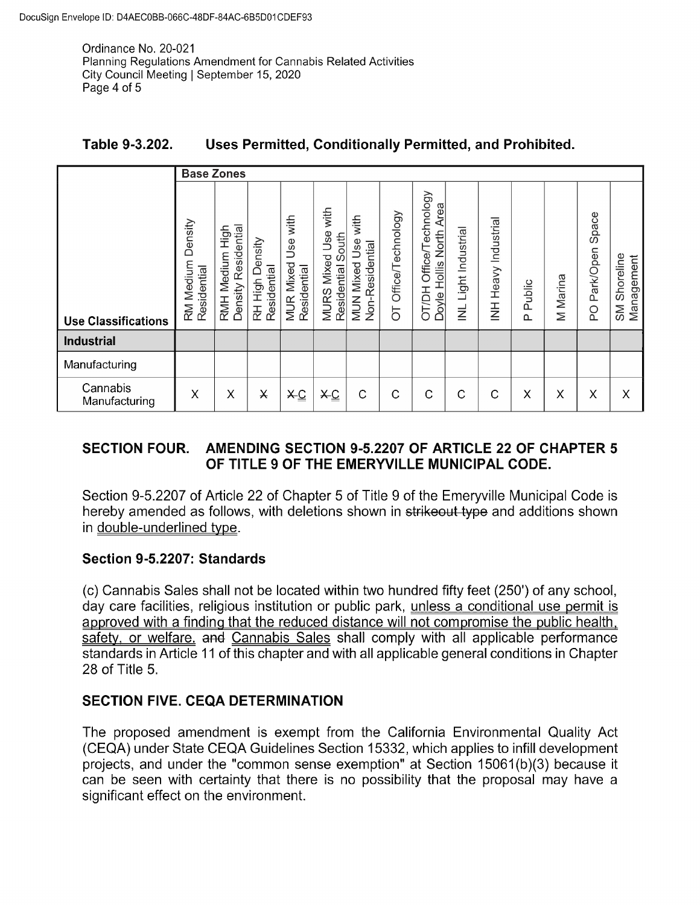DocuSign Envelope ID: D4AEC0BB-066C-48DF-84AC-6B5D01CDEF93

Ordinance No. 20-021
Planning Regulations Amendment for Cannabis Related Activities
City Council Meeting | September 15, 2020

### Table 9-3.202. Uses Permitted, Conditionally Permitted, and Prohibited.

| | Base Zones | | | | | | | | | | | | | |
|---|---|---|---|---|---|---|---|---|---|---|---|---|---|---|
| **Use Classifications** | RM Medium Density Residential | RMH Medium High Density Residential | RH High Density Residential | MUR Mixed Use with Residential | MURS Mixed Use with Residential South | MUN Mixed Use with Non-Residential | OT Office/Technology | OT/DH Office/Technology Doyle Hollis North Area | INL Light Industrial | INH Heavy Industrial | P Public | M Marina | PO Park/Open Space | SM Shoreline Management |
| **Industrial** | | | | | | | | | | | | | | |
| Manufacturing | | | | | | | | | | | | | | |
| Cannabis Manufacturing | X | X | ~~X~~ | ~~X~~ C | ~~X~~ C | C | C | C | C | C | X | X | X | X |

### SECTION FOUR. AMENDING SECTION 9-5.2207 OF ARTICLE 22 OF CHAPTER 5 OF TITLE 9 OF THE EMERYVILLE MUNICIPAL CODE.

Section 9-5.2207 of Article 22 of Chapter 5 of Title 9 of the Emeryville Municipal Code is hereby amended as follows, with deletions shown in ~~strikeout type~~ and additions shown in double-underlined type.

### Section 9-5.2207: Standards

(c) Cannabis Sales shall not be located within two hundred fifty feet (250') of any school, day care facilities, religious institution or public park, unless a conditional use permit is approved with a finding that the reduced distance will not compromise the public health, safety, or welfare. ~~and~~ Cannabis Sales shall comply with all applicable performance standards in Article 11 of this chapter and with all applicable general conditions in Chapter 28 of Title 5.

### SECTION FIVE. CEQA DETERMINATION

The proposed amendment is exempt from the California Environmental Quality Act (CEQA) under State CEQA Guidelines Section 15332, which applies to infill development projects, and under the "common sense exemption" at Section 15061(b)(3) because it can be seen with certainty that there is no possibility that the proposal may have a significant effect on the environment.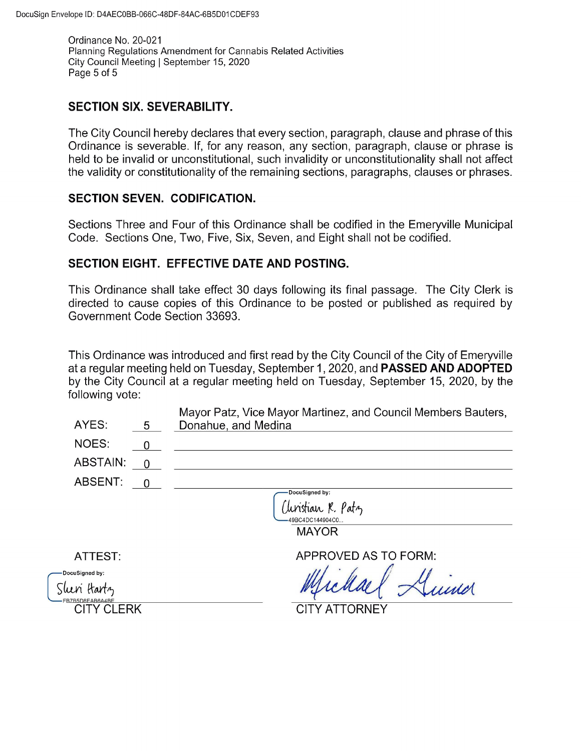## SECTION SIX. SEVERABILITY.

The City Council hereby declares that every section, paragraph, clause and phrase of this Ordinance is severable. If, for any reason, any section, paragraph, clause or phrase is held to be invalid or unconstitutional, such invalidity or unconstitutionality shall not affect the validity or constitutionality of the remaining sections, paragraphs, clauses or phrases.

## SECTION SEVEN. CODIFICATION.

Sections Three and Four of this Ordinance shall be codified in the Emeryville Municipal Code. Sections One, Two, Five, Six, Seven, and Eight shall not be codified.

## SECTION EIGHT. EFFECTIVE DATE AND POSTING.

This Ordinance shall take effect 30 days following its final passage. The City Clerk is directed to cause copies of this Ordinance to be posted or published as required by Government Code Section 33693.

This Ordinance was introduced and first read by the City Council of the City of Emeryville at a regular meeting held on Tuesday, September 1, 2020, and **PASSED AND ADOPTED** by the City Council at a regular meeting held on Tuesday, September 15, 2020, by the following vote:

| | | |
|---|---|---|
| AYES: | 5 | Mayor Patz, Vice Mayor Martinez, and Council Members Bauters, Donahue, and Medina |
| NOES: | 0 | |
| ABSTAIN: | 0 | |
| ABSENT: | 0 | |

DocuSigned by:
Christian R. Patz
49BC4DC144904C0...

MAYOR

ATTEST:

DocuSigned by:
Sheri Hartz
FB7B5D8EAB6A4BE

CITY CLERK

APPROVED AS TO FORM:

Michael Guina

CITY ATTORNEY